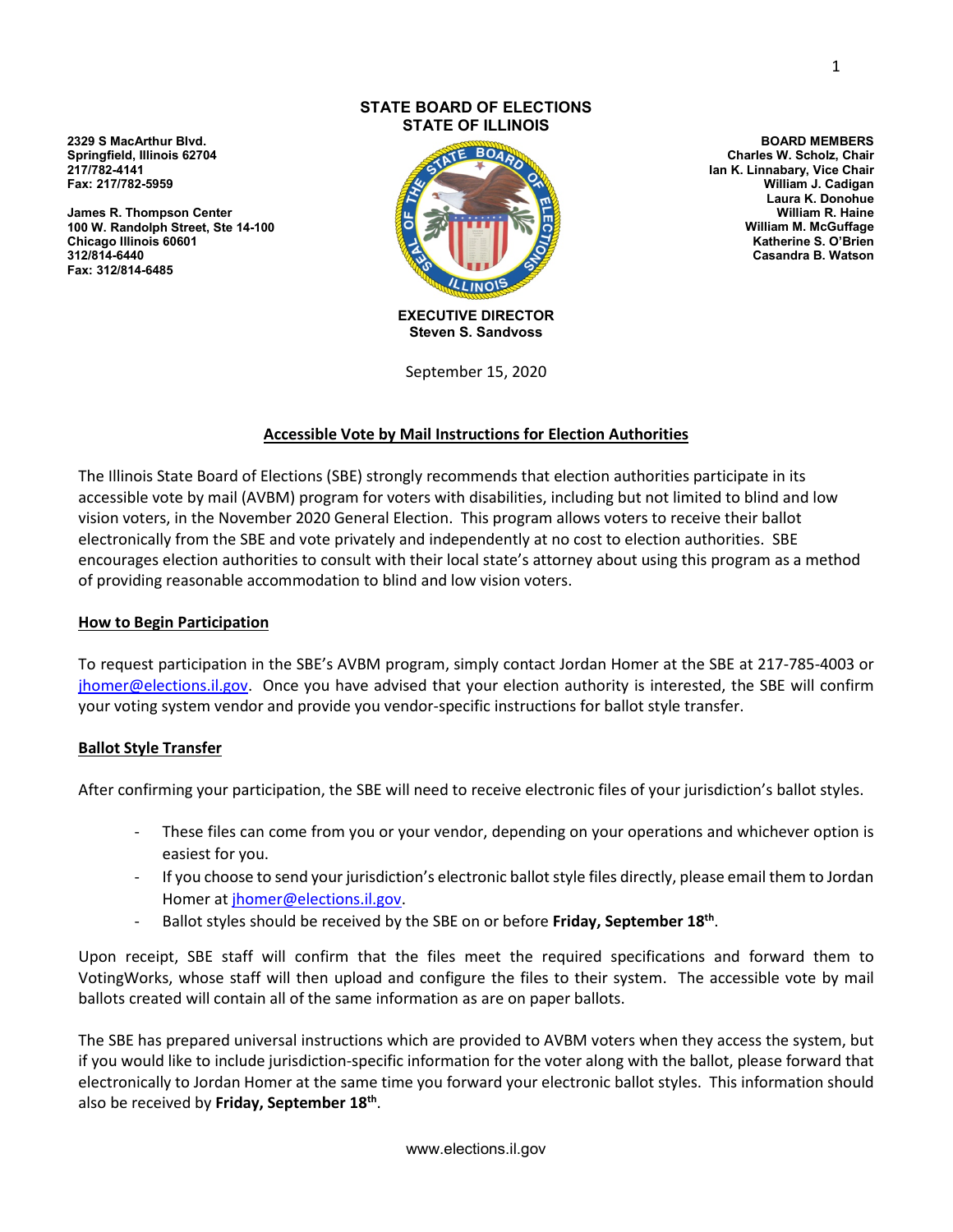**STATE BOARD OF ELECTIONS**
**STATE OF ILLINOIS**

**2329 S MacArthur Blvd.**
**Springfield, Illinois 62704**
**217/782-4141**
**Fax: 217/782-5959**

**James R. Thompson Center**
**100 W. Randolph Street, Ste 14-100**
**Chicago Illinois 60601**
**312/814-6440**
**Fax: 312/814-6485**

**BOARD MEMBERS**
**Charles W. Scholz, Chair**
**Ian K. Linnabary, Vice Chair**
**William J. Cadigan**
**Laura K. Donohue**
**William R. Haine**
**William M. McGuffage**
**Katherine S. O'Brien**
**Casandra B. Watson**

**EXECUTIVE DIRECTOR**
**Steven S. Sandvoss**

September 15, 2020

## Accessible Vote by Mail Instructions for Election Authorities

The Illinois State Board of Elections (SBE) strongly recommends that election authorities participate in its accessible vote by mail (AVBM) program for voters with disabilities, including but not limited to blind and low vision voters, in the November 2020 General Election. This program allows voters to receive their ballot electronically from the SBE and vote privately and independently at no cost to election authorities. SBE encourages election authorities to consult with their local state's attorney about using this program as a method of providing reasonable accommodation to blind and low vision voters.

### How to Begin Participation

To request participation in the SBE's AVBM program, simply contact Jordan Homer at the SBE at 217-785-4003 or jhomer@elections.il.gov. Once you have advised that your election authority is interested, the SBE will confirm your voting system vendor and provide you vendor-specific instructions for ballot style transfer.

### Ballot Style Transfer

After confirming your participation, the SBE will need to receive electronic files of your jurisdiction's ballot styles.

- These files can come from you or your vendor, depending on your operations and whichever option is easiest for you.
- If you choose to send your jurisdiction's electronic ballot style files directly, please email them to Jordan Homer at jhomer@elections.il.gov.
- Ballot styles should be received by the SBE on or before **Friday, September 18th**.

Upon receipt, SBE staff will confirm that the files meet the required specifications and forward them to VotingWorks, whose staff will then upload and configure the files to their system. The accessible vote by mail ballots created will contain all of the same information as are on paper ballots.

The SBE has prepared universal instructions which are provided to AVBM voters when they access the system, but if you would like to include jurisdiction-specific information for the voter along with the ballot, please forward that electronically to Jordan Homer at the same time you forward your electronic ballot styles. This information should also be received by **Friday, September 18th**.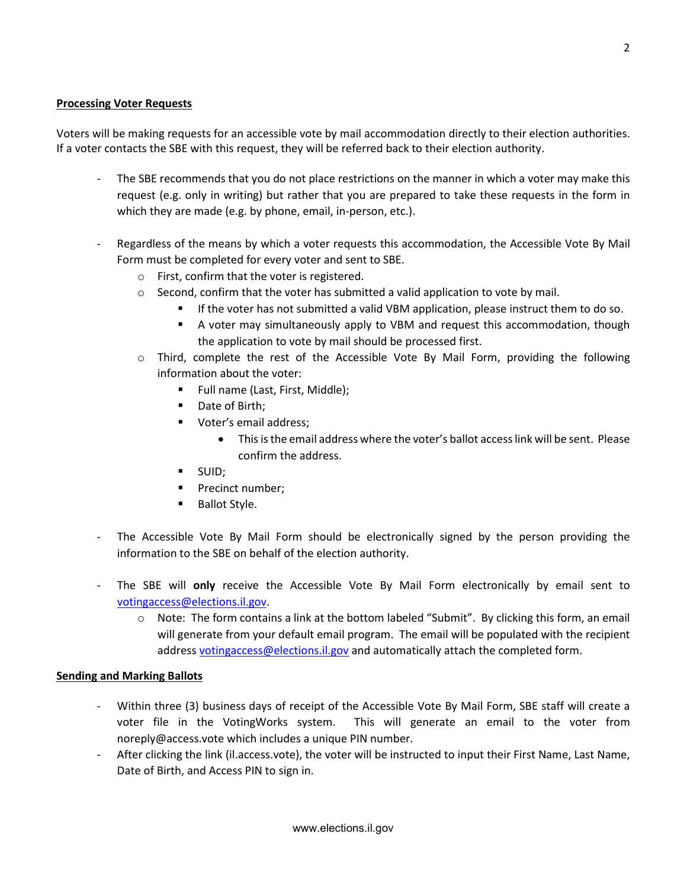**Processing Voter Requests**

Voters will be making requests for an accessible vote by mail accommodation directly to their election authorities. If a voter contacts the SBE with this request, they will be referred back to their election authority.

- The SBE recommends that you do not place restrictions on the manner in which a voter may make this request (e.g. only in writing) but rather that you are prepared to take these requests in the form in which they are made (e.g. by phone, email, in-person, etc.).

- Regardless of the means by which a voter requests this accommodation, the Accessible Vote By Mail Form must be completed for every voter and sent to SBE.
  - First, confirm that the voter is registered.
  - Second, confirm that the voter has submitted a valid application to vote by mail.
    - If the voter has not submitted a valid VBM application, please instruct them to do so.
    - A voter may simultaneously apply to VBM and request this accommodation, though the application to vote by mail should be processed first.
  - Third, complete the rest of the Accessible Vote By Mail Form, providing the following information about the voter:
    - Full name (Last, First, Middle);
    - Date of Birth;
    - Voter's email address;
      - This is the email address where the voter's ballot access link will be sent. Please confirm the address.
    - SUID;
    - Precinct number;
    - Ballot Style.

- The Accessible Vote By Mail Form should be electronically signed by the person providing the information to the SBE on behalf of the election authority.

- The SBE will **only** receive the Accessible Vote By Mail Form electronically by email sent to votingaccess@elections.il.gov.
  - Note: The form contains a link at the bottom labeled "Submit". By clicking this form, an email will generate from your default email program. The email will be populated with the recipient address votingaccess@elections.il.gov and automatically attach the completed form.

**Sending and Marking Ballots**

- Within three (3) business days of receipt of the Accessible Vote By Mail Form, SBE staff will create a voter file in the VotingWorks system. This will generate an email to the voter from noreply@access.vote which includes a unique PIN number.
- After clicking the link (il.access.vote), the voter will be instructed to input their First Name, Last Name, Date of Birth, and Access PIN to sign in.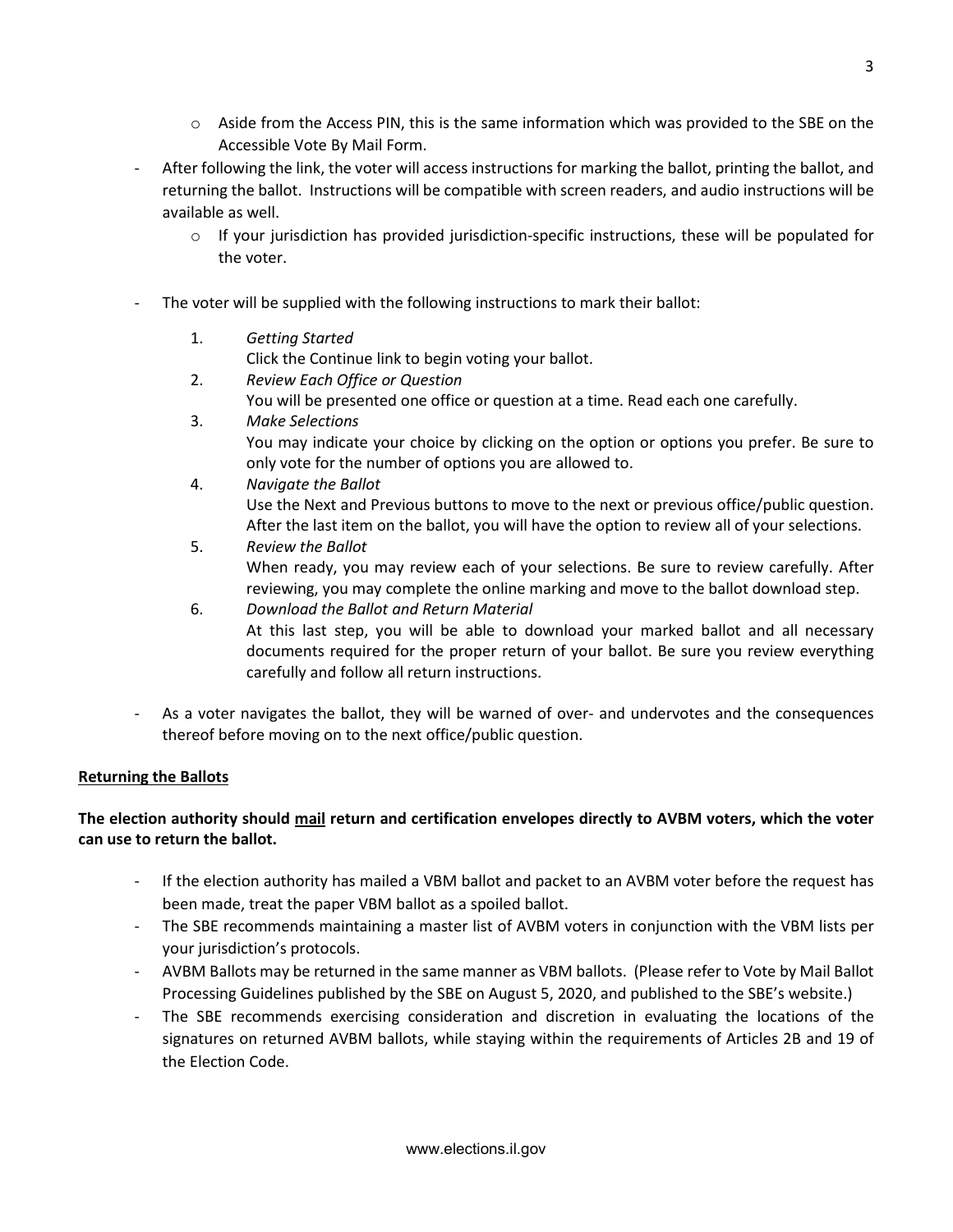- Aside from the Access PIN, this is the same information which was provided to the SBE on the Accessible Vote By Mail Form.
- After following the link, the voter will access instructions for marking the ballot, printing the ballot, and returning the ballot. Instructions will be compatible with screen readers, and audio instructions will be available as well.
  - If your jurisdiction has provided jurisdiction-specific instructions, these will be populated for the voter.

- The voter will be supplied with the following instructions to mark their ballot:

  1. *Getting Started*
     Click the Continue link to begin voting your ballot.
  2. *Review Each Office or Question*
     You will be presented one office or question at a time. Read each one carefully.
  3. *Make Selections*
     You may indicate your choice by clicking on the option or options you prefer. Be sure to only vote for the number of options you are allowed to.
  4. *Navigate the Ballot*
     Use the Next and Previous buttons to move to the next or previous office/public question. After the last item on the ballot, you will have the option to review all of your selections.
  5. *Review the Ballot*
     When ready, you may review each of your selections. Be sure to review carefully. After reviewing, you may complete the online marking and move to the ballot download step.
  6. *Download the Ballot and Return Material*
     At this last step, you will be able to download your marked ballot and all necessary documents required for the proper return of your ballot. Be sure you review everything carefully and follow all return instructions.

- As a voter navigates the ballot, they will be warned of over- and undervotes and the consequences thereof before moving on to the next office/public question.

**<u>Returning the Ballots</u>**

**The election authority should <u>mail</u> return and certification envelopes directly to AVBM voters, which the voter can use to return the ballot.**

- If the election authority has mailed a VBM ballot and packet to an AVBM voter before the request has been made, treat the paper VBM ballot as a spoiled ballot.
- The SBE recommends maintaining a master list of AVBM voters in conjunction with the VBM lists per your jurisdiction's protocols.
- AVBM Ballots may be returned in the same manner as VBM ballots. (Please refer to Vote by Mail Ballot Processing Guidelines published by the SBE on August 5, 2020, and published to the SBE's website.)
- The SBE recommends exercising consideration and discretion in evaluating the locations of the signatures on returned AVBM ballots, while staying within the requirements of Articles 2B and 19 of the Election Code.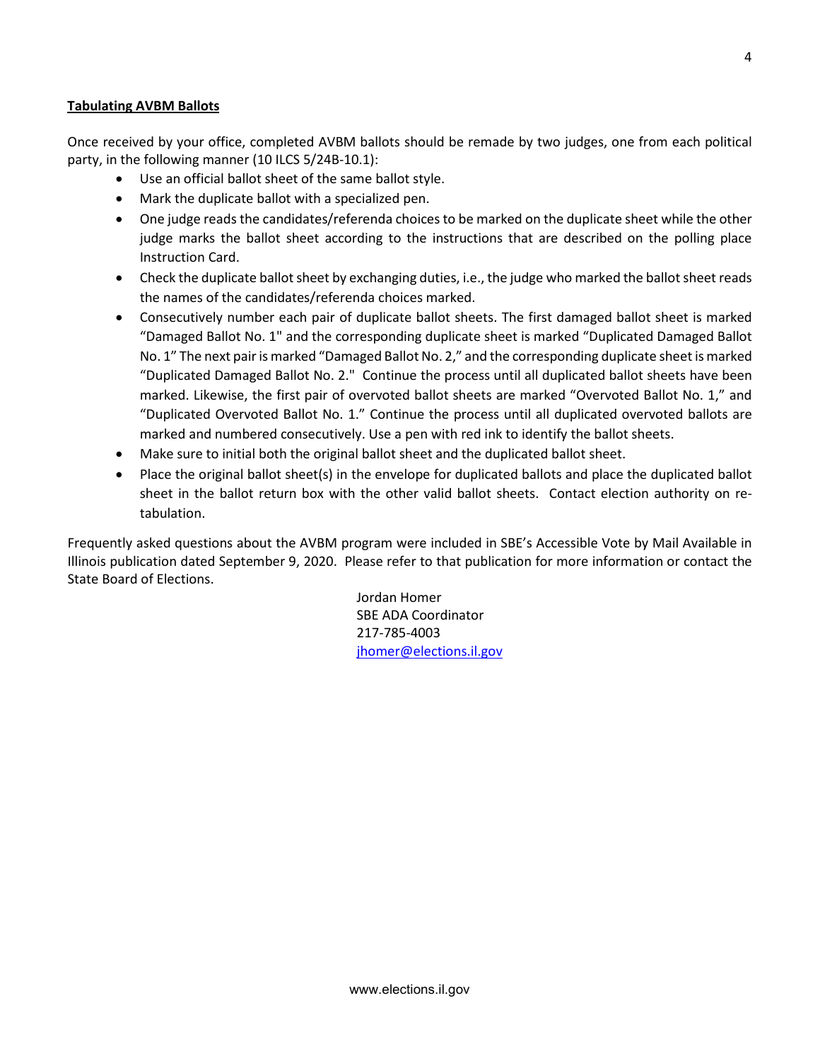**Tabulating AVBM Ballots**

Once received by your office, completed AVBM ballots should be remade by two judges, one from each political party, in the following manner (10 ILCS 5/24B-10.1):

- Use an official ballot sheet of the same ballot style.
- Mark the duplicate ballot with a specialized pen.
- One judge reads the candidates/referenda choices to be marked on the duplicate sheet while the other judge marks the ballot sheet according to the instructions that are described on the polling place Instruction Card.
- Check the duplicate ballot sheet by exchanging duties, i.e., the judge who marked the ballot sheet reads the names of the candidates/referenda choices marked.
- Consecutively number each pair of duplicate ballot sheets. The first damaged ballot sheet is marked "Damaged Ballot No. 1" and the corresponding duplicate sheet is marked "Duplicated Damaged Ballot No. 1" The next pair is marked "Damaged Ballot No. 2," and the corresponding duplicate sheet is marked "Duplicated Damaged Ballot No. 2." Continue the process until all duplicated ballot sheets have been marked. Likewise, the first pair of overvoted ballot sheets are marked "Overvoted Ballot No. 1," and "Duplicated Overvoted Ballot No. 1." Continue the process until all duplicated overvoted ballots are marked and numbered consecutively. Use a pen with red ink to identify the ballot sheets.
- Make sure to initial both the original ballot sheet and the duplicated ballot sheet.
- Place the original ballot sheet(s) in the envelope for duplicated ballots and place the duplicated ballot sheet in the ballot return box with the other valid ballot sheets. Contact election authority on re-tabulation.

Frequently asked questions about the AVBM program were included in SBE's Accessible Vote by Mail Available in Illinois publication dated September 9, 2020. Please refer to that publication for more information or contact the State Board of Elections.

Jordan Homer
SBE ADA Coordinator
217-785-4003
jhomer@elections.il.gov